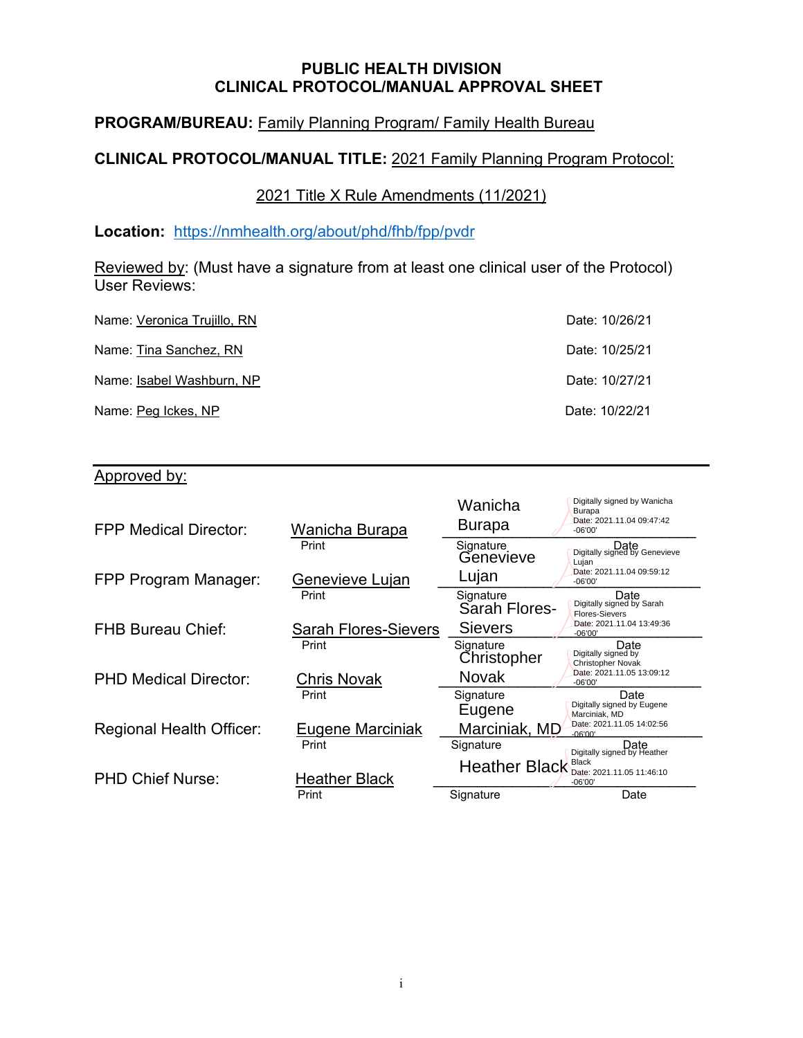# PUBLIC HEALTH DIVISION
# CLINICAL PROTOCOL/MANUAL APPROVAL SHEET

**PROGRAM/BUREAU:** Family Planning Program/ Family Health Bureau

**CLINICAL PROTOCOL/MANUAL TITLE:** 2021 Family Planning Program Protocol:

2021 Title X Rule Amendments (11/2021)

**Location:** https://nmhealth.org/about/phd/fhb/fpp/pvdr

Reviewed by: (Must have a signature from at least one clinical user of the Protocol)
User Reviews:

| Name | Date |
|---|---|
| Name: Veronica Trujillo, RN | Date: 10/26/21 |
| Name: Tina Sanchez, RN | Date: 10/25/21 |
| Name: Isabel Washburn, NP | Date: 10/27/21 |
| Name: Peg Ickes, NP | Date: 10/22/21 |

---

Approved by:

| Role | Print | Signature | Date |
|---|---|---|---|
| FPP Medical Director: | Wanicha Burapa | Wanicha Burapa | Digitally signed by Wanicha Burapa Date: 2021.11.04 09:47:42 -06'00' |
| FPP Program Manager: | Genevieve Lujan | Genevieve Lujan | Digitally signed by Genevieve Lujan Date: 2021.11.04 09:59:12 -06'00' |
| FHB Bureau Chief: | Sarah Flores-Sievers | Sarah Flores-Sievers | Digitally signed by Sarah Flores-Sievers Date: 2021.11.04 13:49:36 -06'00' |
| PHD Medical Director: | Chris Novak | Christopher Novak | Digitally signed by Christopher Novak Date: 2021.11.05 13:09:12 -06'00' |
| Regional Health Officer: | Eugene Marciniak | Eugene Marciniak, MD | Digitally signed by Eugene Marciniak, MD Date: 2021.11.05 14:02:56 -06'00' |
| PHD Chief Nurse: | Heather Black | Heather Black | Digitally signed by Heather Black Date: 2021.11.05 11:46:10 -06'00' |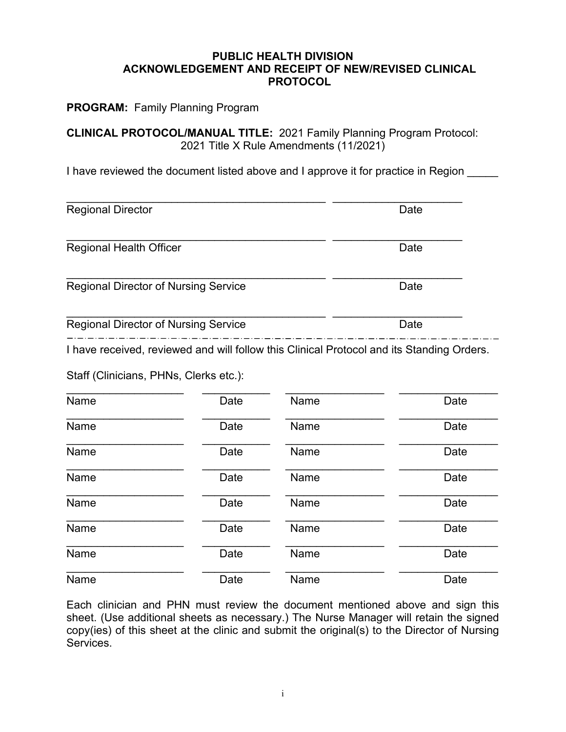# PUBLIC HEALTH DIVISION
## ACKNOWLEDGEMENT AND RECEIPT OF NEW/REVISED CLINICAL PROTOCOL

**PROGRAM:** Family Planning Program

**CLINICAL PROTOCOL/MANUAL TITLE:** 2021 Family Planning Program Protocol: 2021 Title X Rule Amendments (11/2021)

I have reviewed the document listed above and I approve it for practice in Region _____

| | |
|---|---|
| _____________________________________________ | _____________________ |
| Regional Director | Date |
| _____________________________________________ | _____________________ |
| Regional Health Officer | Date |
| _____________________________________________ | _____________________ |
| Regional Director of Nursing Service | Date |
| _____________________________________________ | _____________________ |
| Regional Director of Nursing Service | Date |

---

I have received, reviewed and will follow this Clinical Protocol and its Standing Orders.

Staff (Clinicians, PHNs, Clerks etc.):

| | | | |
|---|---|---|---|
| Name | Date | Name | Date |
| Name | Date | Name | Date |
| Name | Date | Name | Date |
| Name | Date | Name | Date |
| Name | Date | Name | Date |
| Name | Date | Name | Date |
| Name | Date | Name | Date |
| Name | Date | Name | Date |

Each clinician and PHN must review the document mentioned above and sign this sheet. (Use additional sheets as necessary.) The Nurse Manager will retain the signed copy(ies) of this sheet at the clinic and submit the original(s) to the Director of Nursing Services.